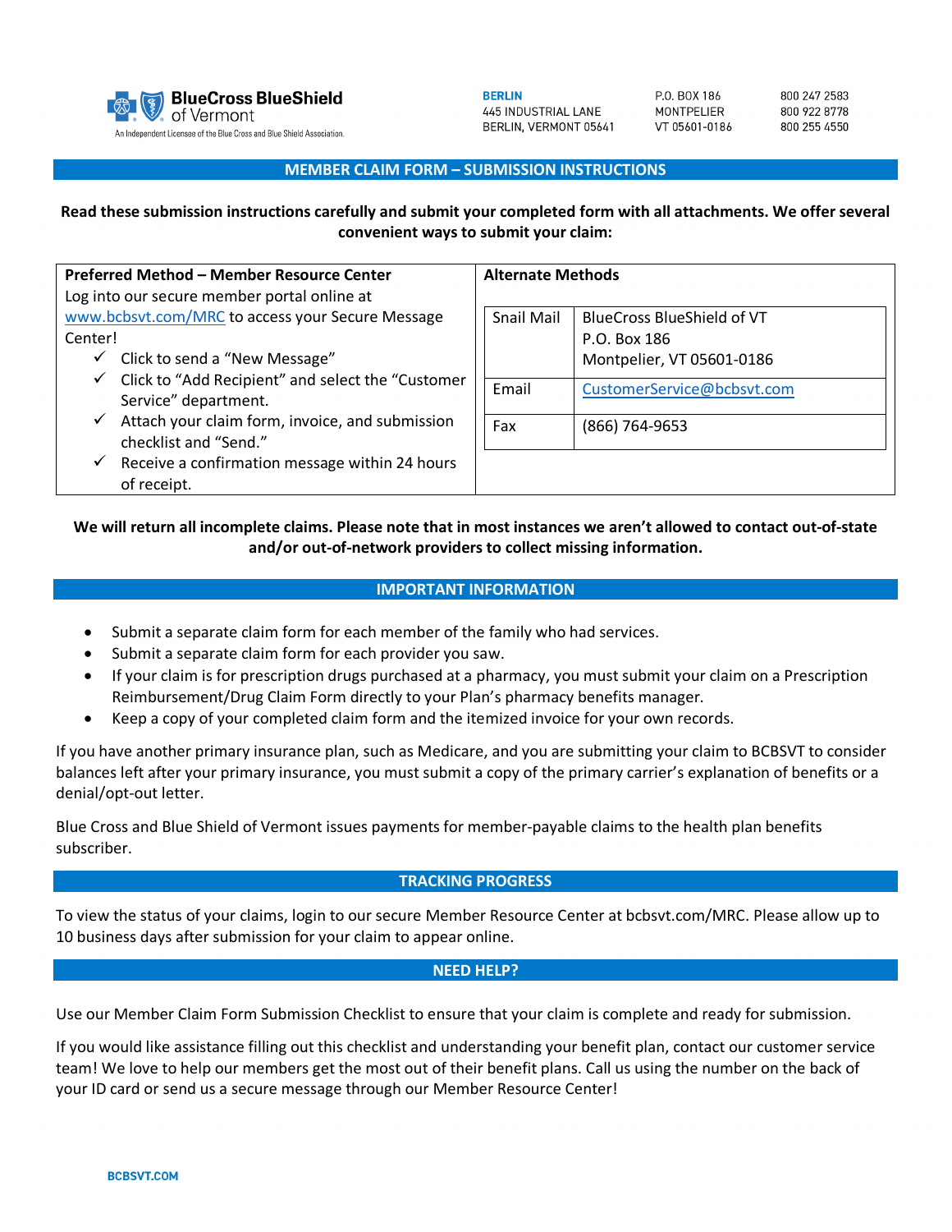**BlueCross BlueShield of Vermont**
An Independent Licensee of the Blue Cross and Blue Shield Association.

**BERLIN**
445 INDUSTRIAL LANE
BERLIN, VERMONT 05641

P.O. BOX 186
MONTPELIER
VT 05601-0186

800 247 2583
800 922 8778
800 255 4550

## MEMBER CLAIM FORM – SUBMISSION INSTRUCTIONS

**Read these submission instructions carefully and submit your completed form with all attachments. We offer several convenient ways to submit your claim:**

**Preferred Method – Member Resource Center**

Log into our secure member portal online at www.bcbsvt.com/MRC to access your Secure Message Center!

- ✓ Click to send a "New Message"
- ✓ Click to "Add Recipient" and select the "Customer Service" department.
- ✓ Attach your claim form, invoice, and submission checklist and "Send."
- ✓ Receive a confirmation message within 24 hours of receipt.

**Alternate Methods**

| Method | Details |
|---|---|
| Snail Mail | BlueCross BlueShield of VT<br>P.O. Box 186<br>Montpelier, VT 05601-0186 |
| Email | CustomerService@bcbsvt.com |
| Fax | (866) 764-9653 |

**We will return all incomplete claims. Please note that in most instances we aren't allowed to contact out-of-state and/or out-of-network providers to collect missing information.**

## IMPORTANT INFORMATION

- Submit a separate claim form for each member of the family who had services.
- Submit a separate claim form for each provider you saw.
- If your claim is for prescription drugs purchased at a pharmacy, you must submit your claim on a Prescription Reimbursement/Drug Claim Form directly to your Plan's pharmacy benefits manager.
- Keep a copy of your completed claim form and the itemized invoice for your own records.

If you have another primary insurance plan, such as Medicare, and you are submitting your claim to BCBSVT to consider balances left after your primary insurance, you must submit a copy of the primary carrier's explanation of benefits or a denial/opt-out letter.

Blue Cross and Blue Shield of Vermont issues payments for member-payable claims to the health plan benefits subscriber.

## TRACKING PROGRESS

To view the status of your claims, login to our secure Member Resource Center at bcbsvt.com/MRC. Please allow up to 10 business days after submission for your claim to appear online.

## NEED HELP?

Use our Member Claim Form Submission Checklist to ensure that your claim is complete and ready for submission.

If you would like assistance filling out this checklist and understanding your benefit plan, contact our customer service team! We love to help our members get the most out of their benefit plans. Call us using the number on the back of your ID card or send us a secure message through our Member Resource Center!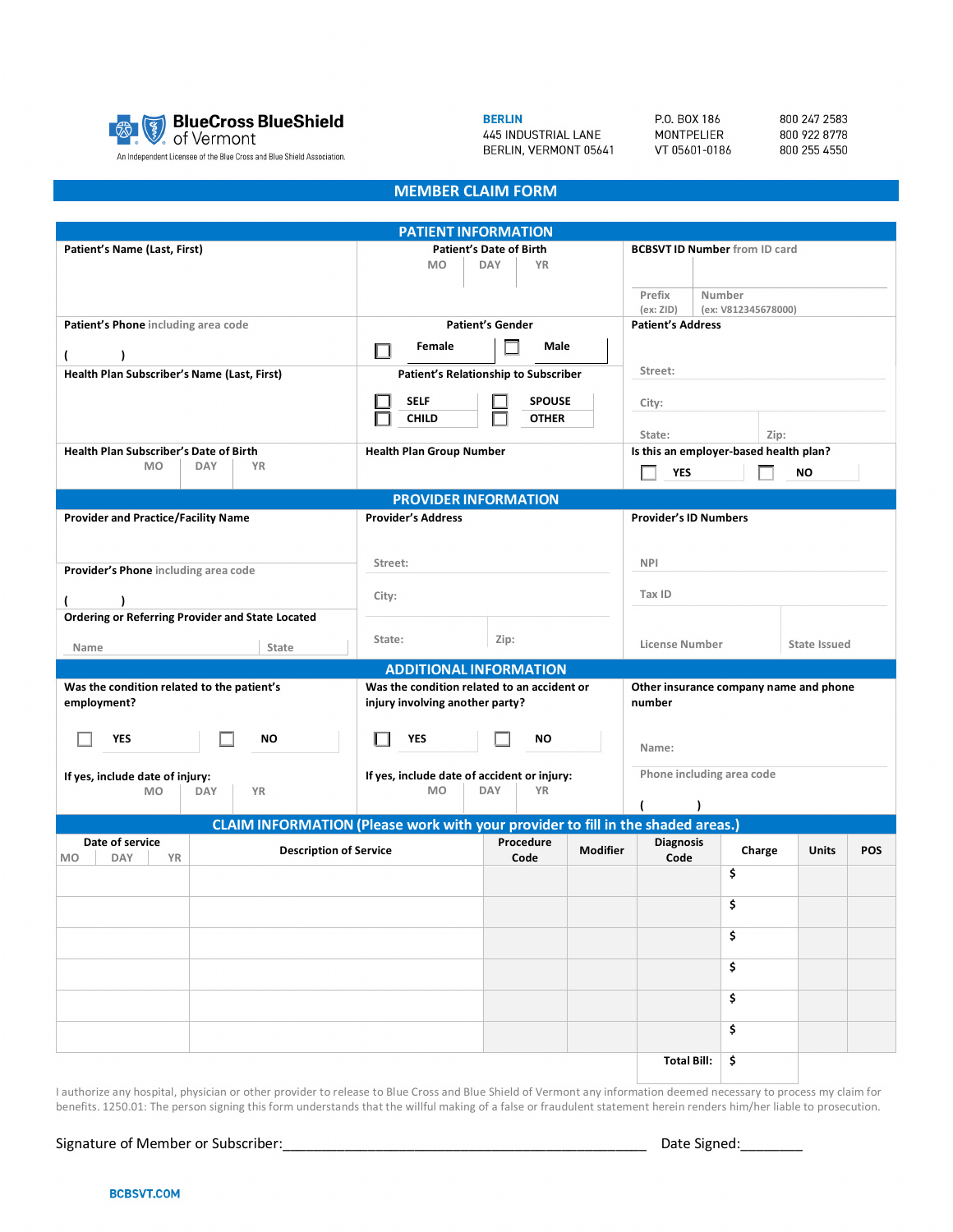**BlueCross BlueShield of Vermont**
An Independent Licensee of the Blue Cross and Blue Shield Association.

**BERLIN**
445 INDUSTRIAL LANE
BERLIN, VERMONT 05641

P.O. BOX 186
MONTPELIER
VT 05601-0186

800 247 2583
800 922 8778
800 255 4550

# MEMBER CLAIM FORM

## PATIENT INFORMATION

| | | |
|---|---|---|
| **Patient's Name (Last, First)** | **Patient's Date of Birth** MO / DAY / YR | **BCBSVT ID Number** from ID card<br>Prefix (ex: ZID) / Number (ex: V812345678000) |
| **Patient's Phone** including area code<br>(        ) | **Patient's Gender**<br>☐ Female ☐ Male | **Patient's Address**<br>Street:<br>City:<br>State: Zip: |
| **Health Plan Subscriber's Name (Last, First)** | **Patient's Relationship to Subscriber**<br>☐ SELF ☐ SPOUSE<br>☐ CHILD ☐ OTHER | |
| **Health Plan Subscriber's Date of Birth** MO / DAY / YR | **Health Plan Group Number** | **Is this an employer-based health plan?**<br>☐ YES ☐ NO |

## PROVIDER INFORMATION

| | | |
|---|---|---|
| **Provider and Practice/Facility Name** | **Provider's Address**<br>Street:<br>City:<br>State: Zip: | **Provider's ID Numbers**<br>NPI<br>Tax ID<br>License Number / State Issued |
| **Provider's Phone** including area code<br>(        ) | | |
| **Ordering or Referring Provider and State Located**<br>Name / State | | |

## ADDITIONAL INFORMATION

| | | |
|---|---|---|
| **Was the condition related to the patient's employment?**<br>☐ YES ☐ NO<br>**If yes, include date of injury:** MO / DAY / YR | **Was the condition related to an accident or injury involving another party?**<br>☐ YES ☐ NO<br>**If yes, include date of accident or injury:** MO / DAY / YR | **Other insurance company name and phone number**<br>Name:<br>Phone including area code<br>(        ) |

## CLAIM INFORMATION (Please work with your provider to fill in the shaded areas.)

| Date of service MO / DAY / YR | Description of Service | Procedure Code | Modifier | Diagnosis Code | Charge | Units | POS |
|---|---|---|---|---|---|---|---|
| | | | | | $ | | |
| | | | | | $ | | |
| | | | | | $ | | |
| | | | | | $ | | |
| | | | | | $ | | |
| | | | | | $ | | |
| | | | | **Total Bill:** | $ | | |

I authorize any hospital, physician or other provider to release to Blue Cross and Blue Shield of Vermont any information deemed necessary to process my claim for benefits. 1250.01: The person signing this form understands that the willful making of a false or fraudulent statement herein renders him/her liable to prosecution.

Signature of Member or Subscriber:_______________________________________________ Date Signed:________

BCBSVT.COM